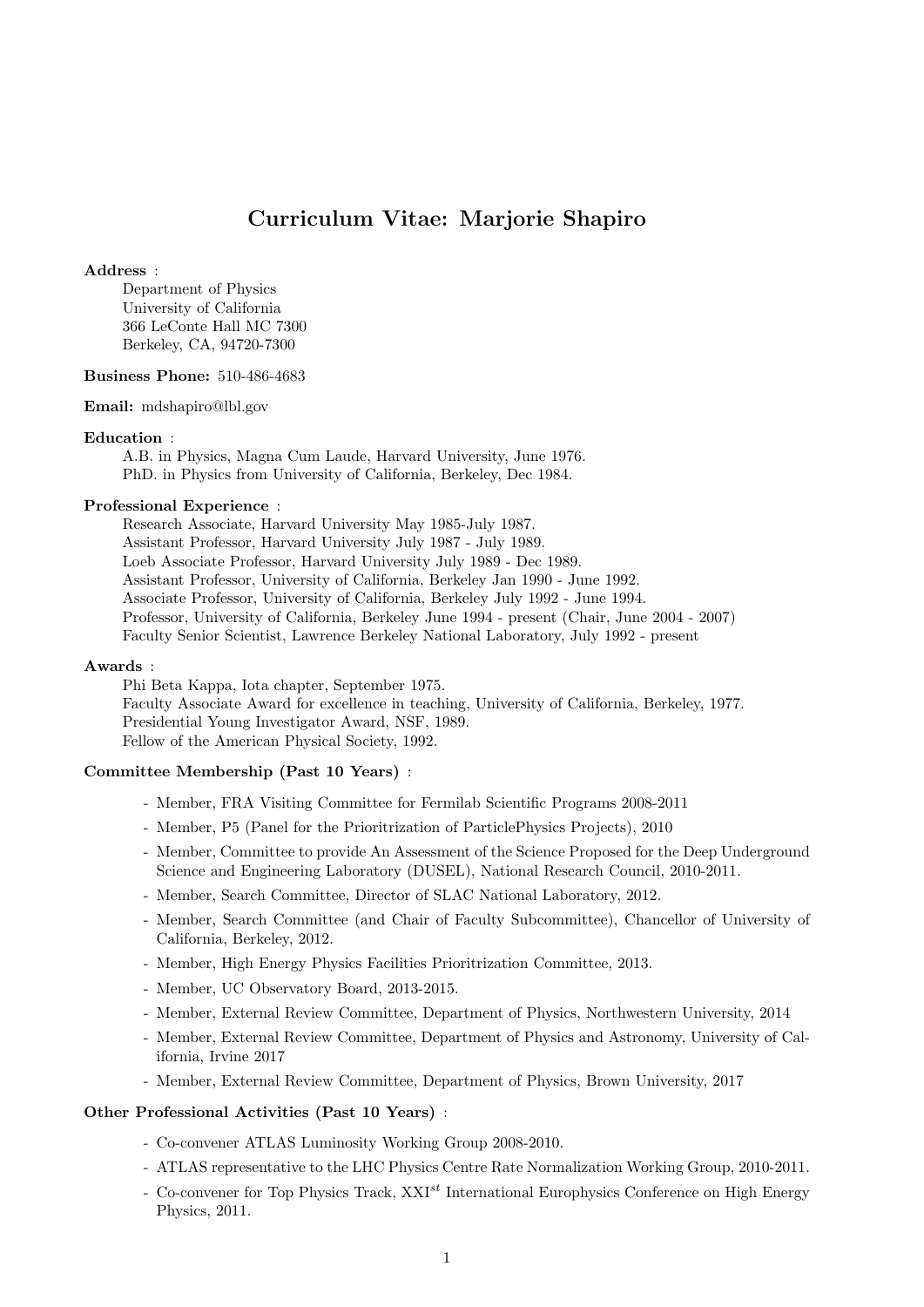# Curriculum Vitae: Marjorie Shapiro

**Address** :

Department of Physics
University of California
366 LeConte Hall MC 7300
Berkeley, CA, 94720-7300

**Business Phone:** 510-486-4683

**Email:** mdshapiro@lbl.gov

**Education** :

A.B. in Physics, Magna Cum Laude, Harvard University, June 1976.
PhD. in Physics from University of California, Berkeley, Dec 1984.

**Professional Experience** :

Research Associate, Harvard University May 1985-July 1987.
Assistant Professor, Harvard University July 1987 - July 1989.
Loeb Associate Professor, Harvard University July 1989 - Dec 1989.
Assistant Professor, University of California, Berkeley Jan 1990 - June 1992.
Associate Professor, University of California, Berkeley July 1992 - June 1994.
Professor, University of California, Berkeley June 1994 - present (Chair, June 2004 - 2007)
Faculty Senior Scientist, Lawrence Berkeley National Laboratory, July 1992 - present

**Awards** :

Phi Beta Kappa, Iota chapter, September 1975.
Faculty Associate Award for excellence in teaching, University of California, Berkeley, 1977.
Presidential Young Investigator Award, NSF, 1989.
Fellow of the American Physical Society, 1992.

**Committee Membership (Past 10 Years)** :

- Member, FRA Visiting Committee for Fermilab Scientific Programs 2008-2011
- Member, P5 (Panel for the Prioritrization of ParticlePhysics Projects), 2010
- Member, Committee to provide An Assessment of the Science Proposed for the Deep Underground Science and Engineering Laboratory (DUSEL), National Research Council, 2010-2011.
- Member, Search Committee, Director of SLAC National Laboratory, 2012.
- Member, Search Committee (and Chair of Faculty Subcommittee), Chancellor of University of California, Berkeley, 2012.
- Member, High Energy Physics Facilities Prioritrization Committee, 2013.
- Member, UC Observatory Board, 2013-2015.
- Member, External Review Committee, Department of Physics, Northwestern University, 2014
- Member, External Review Committee, Department of Physics and Astronomy, University of California, Irvine 2017
- Member, External Review Committee, Department of Physics, Brown University, 2017

**Other Professional Activities (Past 10 Years)** :

- Co-convener ATLAS Luminosity Working Group 2008-2010.
- ATLAS representative to the LHC Physics Centre Rate Normalization Working Group, 2010-2011.
- Co-convener for Top Physics Track, XXI$^{st}$ International Europhysics Conference on High Energy Physics, 2011.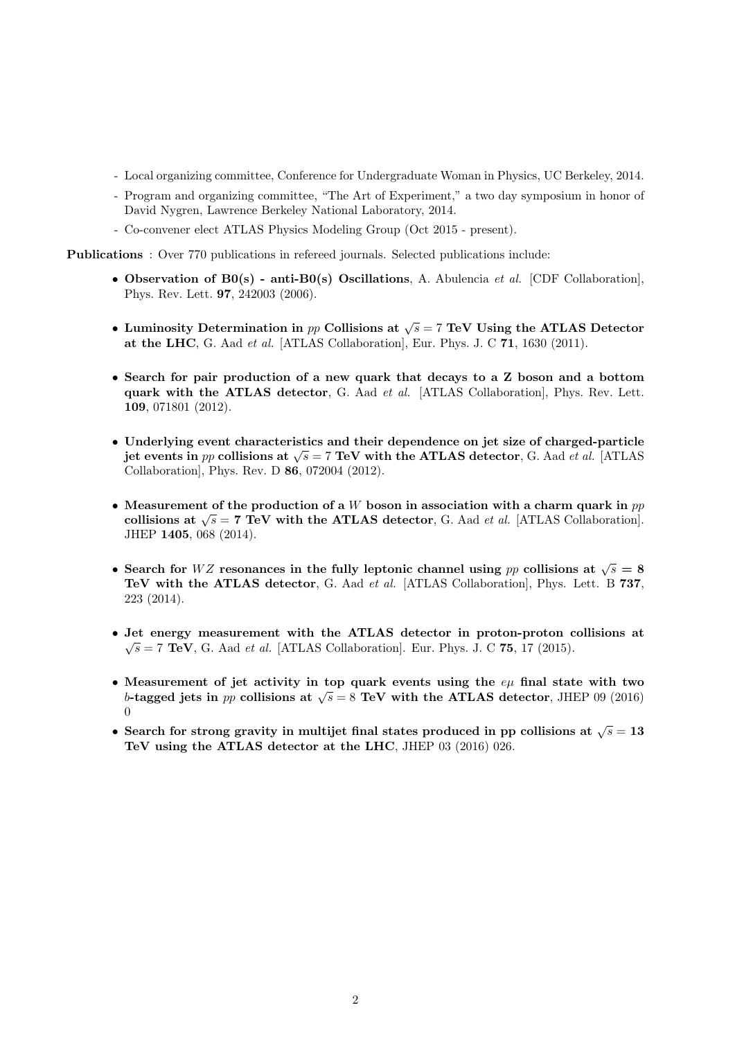- Local organizing committee, Conference for Undergraduate Woman in Physics, UC Berkeley, 2014.
- Program and organizing committee, "The Art of Experiment," a two day symposium in honor of David Nygren, Lawrence Berkeley National Laboratory, 2014.
- Co-convener elect ATLAS Physics Modeling Group (Oct 2015 - present).

**Publications** : Over 770 publications in refereed journals. Selected publications include:

- **Observation of B0(s) - anti-B0(s) Oscillations**, A. Abulencia *et al.* [CDF Collaboration], Phys. Rev. Lett. **97**, 242003 (2006).

- **Luminosity Determination in $pp$ Collisions at $\sqrt{s} = 7$ TeV Using the ATLAS Detector at the LHC**, G. Aad *et al.* [ATLAS Collaboration], Eur. Phys. J. C **71**, 1630 (2011).

- **Search for pair production of a new quark that decays to a Z boson and a bottom quark with the ATLAS detector**, G. Aad *et al.* [ATLAS Collaboration], Phys. Rev. Lett. **109**, 071801 (2012).

- **Underlying event characteristics and their dependence on jet size of charged-particle jet events in $pp$ collisions at $\sqrt{s} = 7$ TeV with the ATLAS detector**, G. Aad *et al.* [ATLAS Collaboration], Phys. Rev. D **86**, 072004 (2012).

- **Measurement of the production of a $W$ boson in association with a charm quark in $pp$ collisions at $\sqrt{s} = 7$ TeV with the ATLAS detector**, G. Aad *et al.* [ATLAS Collaboration]. JHEP **1405**, 068 (2014).

- **Search for $WZ$ resonances in the fully leptonic channel using $pp$ collisions at $\sqrt{s} = 8$ TeV with the ATLAS detector**, G. Aad *et al.* [ATLAS Collaboration], Phys. Lett. B **737**, 223 (2014).

- **Jet energy measurement with the ATLAS detector in proton-proton collisions at $\sqrt{s} = 7$ TeV**, G. Aad *et al.* [ATLAS Collaboration]. Eur. Phys. J. C **75**, 17 (2015).

- **Measurement of jet activity in top quark events using the $e\mu$ final state with two $b$-tagged jets in $pp$ collisions at $\sqrt{s} = 8$ TeV with the ATLAS detector**, JHEP 09 (2016) 0

- **Search for strong gravity in multijet final states produced in pp collisions at $\sqrt{s} = 13$ TeV using the ATLAS detector at the LHC**, JHEP 03 (2016) 026.